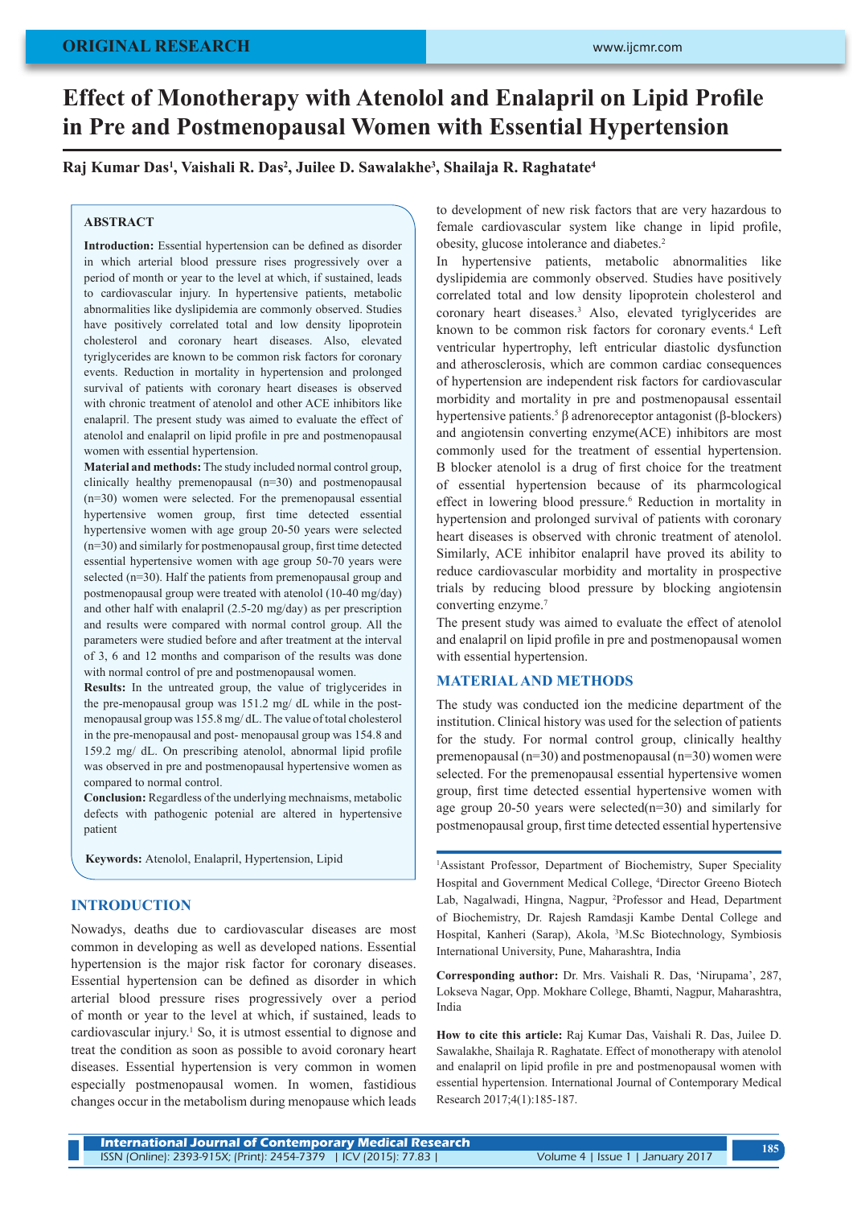# Effect of Monotherapy with Atenolol and Enalapril on Lipid Profile in Pre and Postmenopausal Women with Essential Hypertension

**Raj Kumar Das[1], Vaishali R. Das[2], Julee D. Sawalakhe[3], Shailaja R. Raghatate[4]**

## ABSTRACT

**Introduction:** Essential hypertension can be defined as disorder in which arterial blood pressure rises progressively over a period of month or year to the level at which, if sustained, leads to cardiovascular injury. In hypertensive patients, metabolic abnormalities like dyslipidemia are commonly observed. Studies have positively correlated total and low density lipoprotein cholesterol and coronary heart diseases. Also, elevated tyriglycerides are known to be common risk factors for coronary events. Reduction in mortality in hypertension and prolonged survival of patients with coronary heart diseases is observed with chronic treatment of atenolol and other ACE inhibitors like enalapril. The present study was aimed to evaluate the effect of atenolol and enalapril on lipid profile in pre and postmenopausal women with essential hypertension.

**Material and methods:** The study included normal control group, clinically healthy premenopausal (n=30) and postmenopausal (n=30) women were selected. For the premenopausal essential hypertensive women group, first time detected essential hypertensive women with age group 20-50 years were selected (n=30) and similarly for postmenopausal group, first time detected essential hypertensive women with age group 50-70 years were selected (n=30). Half the patients from premenopausal group and postmenopausal group were treated with atenolol (10-40 mg/day) and other half with enalapril (2.5-20 mg/day) as per prescription and results were compared with normal control group. All the parameters were studied before and after treatment at the interval of 3, 6 and 12 months and comparison of the results was done with normal control of pre and postmenopausal women.

**Results:** In the untreated group, the value of triglycerides in the pre-menopausal group was 151.2 mg/ dL while in the post-menopausal group was 155.8 mg/ dL. The value of total cholesterol in the pre-menopausal and post- menopausal group was 154.8 and 159.2 mg/ dL. On prescribing atenolol, abnormal lipid profile was observed in pre and postmenopausal hypertensive women as compared to normal control.

**Conclusion:** Regardless of the underlying mechnaisms, metabolic defects with pathogenic potenial are altered in hypertensive patient

**Keywords:** Atenolol, Enalapril, Hypertension, Lipid

## INTRODUCTION

Nowadys, deaths due to cardiovascular diseases are most common in developing as well as developed nations. Essential hypertension is the major risk factor for coronary diseases. Essential hypertension can be defined as disorder in which arterial blood pressure rises progressively over a period of month or year to the level at which, if sustained, leads to cardiovascular injury.[1] So, it is utmost essential to dignose and treat the condition as soon as possible to avoid coronary heart diseases. Essential hypertension is very common in women especially postmenopausal women. In women, fastidious changes occur in the metabolism during menopause which leads to development of new risk factors that are very hazardous to female cardiovascular system like change in lipid profile, obesity, glucose intolerance and diabetes.[2]

In hypertensive patients, metabolic abnormalities like dyslipidemia are commonly observed. Studies have positively correlated total and low density lipoprotein cholesterol and coronary heart diseases.[3] Also, elevated tyriglycerides are known to be common risk factors for coronary events.[4] Left ventricular hypertrophy, left entricular diastolic dysfunction and atherosclerosis, which are common cardiac consequences of hypertension are independent risk factors for cardiovascular morbidity and mortality in pre and postmenopausal essentail hypertensive patients.[5] β adrenoreceptor antagonist (β-blockers) and angiotensin converting enzyme(ACE) inhibitors are most commonly used for the treatment of essential hypertension. B blocker atenolol is a drug of first choice for the treatment of essential hypertension because of its pharmcological effect in lowering blood pressure.[6] Reduction in mortality in hypertension and prolonged survival of patients with coronary heart diseases is observed with chronic treatment of atenolol. Similarly, ACE inhibitor enalapril have proved its ability to reduce cardiovascular morbidity and mortality in prospective trials by reducing blood pressure by blocking angiotensin converting enzyme.[7]

The present study was aimed to evaluate the effect of atenolol and enalapril on lipid profile in pre and postmenopausal women with essential hypertension.

## MATERIAL AND METHODS

The study was conducted ion the medicine department of the institution. Clinical history was used for the selection of patients for the study. For normal control group, clinically healthy premenopausal (n=30) and postmenopausal (n=30) women were selected. For the premenopausal essential hypertensive women group, first time detected essential hypertensive women with age group 20-50 years were selected(n=30) and similarly for postmenopausal group, first time detected essential hypertensive

---

[1]Assistant Professor, Department of Biochemistry, Super Speciality Hospital and Government Medical College, [4]Director Greeno Biotech Lab, Nagalwadi, Hingna, Nagpur, [2]Professor and Head, Department of Biochemistry, Dr. Rajesh Ramdasji Kambe Dental College and Hospital, Kanheri (Sarap), Akola, [3]M.Sc Biotechnology, Symbiosis International University, Pune, Maharashtra, India

**Corresponding author:** Dr. Mrs. Vaishali R. Das, 'Nirupama', 287, Lokseva Nagar, Opp. Mokhare College, Bhamti, Nagpur, Maharashtra, India

**How to cite this article:** Raj Kumar Das, Vaishali R. Das, Juilee D. Sawalakhe, Shailaja R. Raghatate. Effect of monotherapy with atenolol and enalapril on lipid profile in pre and postmenopausal women with essential hypertension. International Journal of Contemporary Medical Research 2017;4(1):185-187.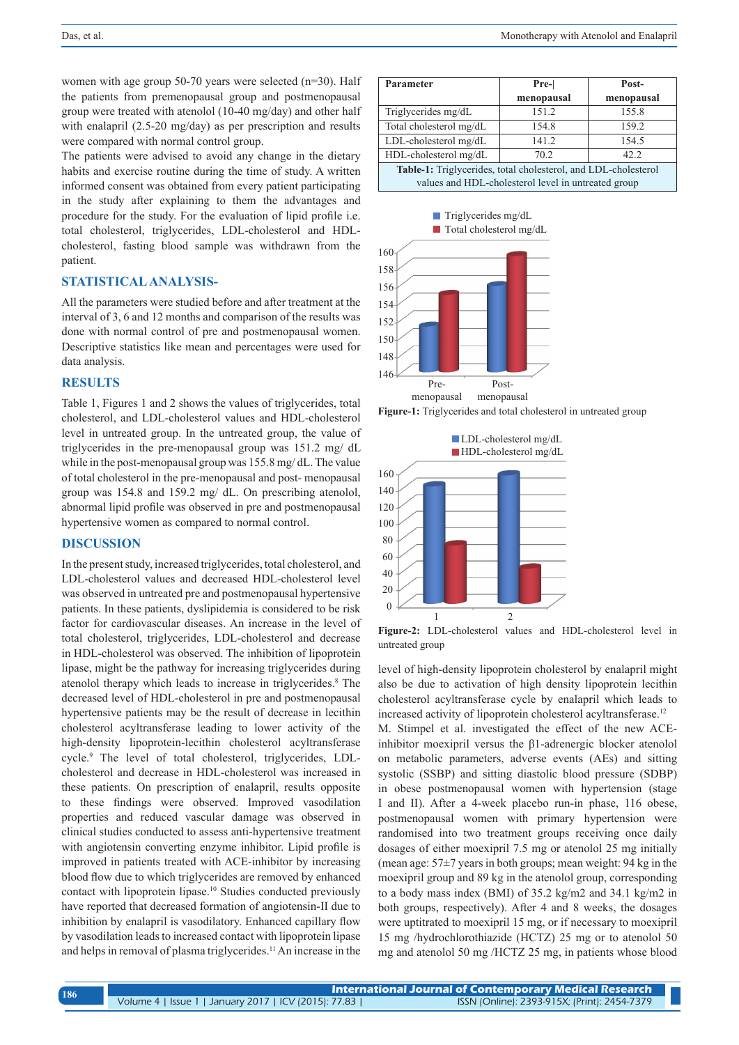women with age group 50-70 years were selected (n=30). Half the patients from premenopausal group and postmenopausal group were treated with atenolol (10-40 mg/day) and other half with enalapril (2.5-20 mg/day) as per prescription and results were compared with normal control group.

The patients were advised to avoid any change in the dietary habits and exercise routine during the time of study. A written informed consent was obtained from every patient participating in the study after explaining to them the advantages and procedure for the study. For the evaluation of lipid profile i.e. total cholesterol, triglycerides, LDL-cholesterol and HDL-cholesterol, fasting blood sample was withdrawn from the patient.

## STATISTICAL ANALYSIS-

All the parameters were studied before and after treatment at the interval of 3, 6 and 12 months and comparison of the results was done with normal control of pre and postmenopausal women. Descriptive statistics like mean and percentages were used for data analysis.

## RESULTS

Table 1, Figures 1 and 2 shows the values of triglycerides, total cholesterol, and LDL-cholesterol values and HDL-cholesterol level in untreated group. In the untreated group, the value of triglycerides in the pre-menopausal group was 151.2 mg/ dL while in the post-menopausal group was 155.8 mg/ dL. The value of total cholesterol in the pre-menopausal and post- menopausal group was 154.8 and 159.2 mg/ dL. On prescribing atenolol, abnormal lipid profile was observed in pre and postmenopausal hypertensive women as compared to normal control.

| Parameter | Pre-menopausal | Post-menopausal |
|---|---|---|
| Triglycerides mg/dL | 151.2 | 155.8 |
| Total cholesterol mg/dL | 154.8 | 159.2 |
| LDL-cholesterol mg/dL | 141.2 | 154.5 |
| HDL-cholesterol mg/dL | 70.2 | 42.2 |

**Table-1:** Triglycerides, total cholesterol, and LDL-cholesterol values and HDL-cholesterol level in untreated group

**Figure-1:** Triglycerides and total cholesterol in untreated group

**Figure-2:** LDL-cholesterol values and HDL-cholesterol level in untreated group

## DISCUSSION

In the present study, increased triglycerides, total cholesterol, and LDL-cholesterol values and decreased HDL-cholesterol level was observed in untreated pre and postmenopausal hypertensive patients. In these patients, dyslipidemia is considered to be risk factor for cardiovascular diseases. An increase in the level of total cholesterol, triglycerides, LDL-cholesterol and decrease in HDL-cholesterol was observed. The inhibition of lipoprotein lipase, might be the pathway for increasing triglycerides during atenolol therapy which leads to increase in triglycerides.[8] The decreased level of HDL-cholesterol in pre and postmenopausal hypertensive patients may be the result of decrease in lecithin cholesterol acyltransferase leading to lower activity of the high-density lipoprotein-lecithin cholesterol acyltransferase cycle.[9] The level of total cholesterol, triglycerides, LDL-cholesterol and decrease in HDL-cholesterol was increased in these patients. On prescription of enalapril, results opposite to these findings were observed. Improved vasodilation properties and reduced vascular damage was observed in clinical studies conducted to assess anti-hypertensive treatment with angiotensin converting enzyme inhibitor. Lipid profile is improved in patients treated with ACE-inhibitor by increasing blood flow due to which triglycerides are removed by enhanced contact with lipoprotein lipase.[10] Studies conducted previously have reported that decreased formation of angiotensin-II due to inhibition by enalapril is vasodilatory. Enhanced capillary flow by vasodilation leads to increased contact with lipoprotein lipase and helps in removal of plasma triglycerides.[11] An increase in the level of high-density lipoprotein cholesterol by enalapril might also be due to activation of high density lipoprotein lecithin cholesterol acyltransferase cycle by enalapril which leads to increased activity of lipoprotein cholesterol acyltransferase.[12]

M. Stimpel et al. investigated the effect of the new ACE-inhibitor moexipril versus the β1-adrenergic blocker atenolol on metabolic parameters, adverse events (AEs) and sitting systolic (SSBP) and sitting diastolic blood pressure (SDBP) in obese postmenopausal women with hypertension (stage I and II). After a 4-week placebo run-in phase, 116 obese, postmenopausal women with primary hypertension were randomised into two treatment groups receiving once daily dosages of either moexipril 7.5 mg or atenolol 25 mg initially (mean age: 57±7 years in both groups; mean weight: 94 kg in the moexipril group and 89 kg in the atenolol group, corresponding to a body mass index (BMI) of 35.2 kg/m2 and 34.1 kg/m2 in both groups, respectively). After 4 and 8 weeks, the dosages were uptitrated to moexipril 15 mg, or if necessary to moexipril 15 mg /hydrochlorothiazide (HCTZ) 25 mg or to atenolol 50 mg and atenolol 50 mg /HCTZ 25 mg, in patients whose blood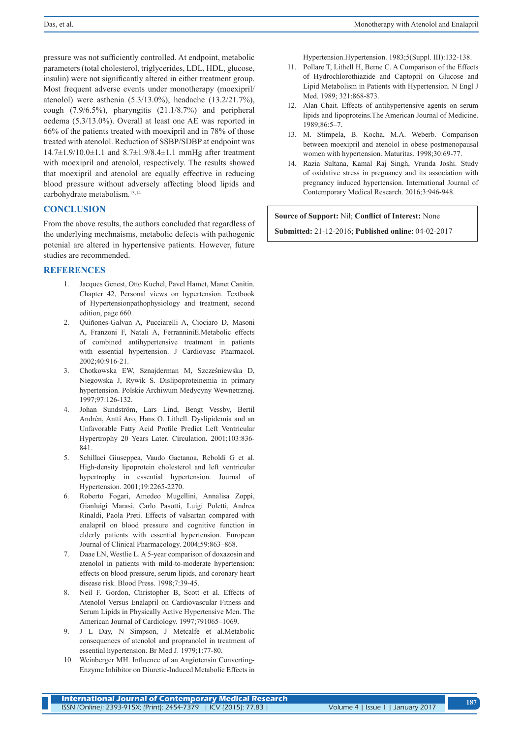pressure was not sufficiently controlled. At endpoint, metabolic parameters (total cholesterol, triglycerides, LDL, HDL, glucose, insulin) were not significantly altered in either treatment group. Most frequent adverse events under monotherapy (moexipril/ atenolol) were asthenia (5.3/13.0%), headache (13.2/21.7%), cough (7.9/6.5%), pharyngitis (21.1/8.7%) and peripheral oedema (5.3/13.0%). Overall at least one AE was reported in 66% of the patients treated with moexipril and in 78% of those treated with atenolol. Reduction of SSBP/SDBP at endpoint was 14.7±1.9/10.0±1.1 and 8.7±1.9/8.4±1.1 mmHg after treatment with moexipril and atenolol, respectively. The results showed that moexipril and atenolol are equally effective in reducing blood pressure without adversely affecting blood lipids and carbohydrate metabolism.[13,14]

## CONCLUSION

From the above results, the authors concluded that regardless of the underlying mechnaisms, metabolic defects with pathogenic potenial are altered in hypertensive patients. However, future studies are recommended.

## REFERENCES

1. Jacques Genest, Otto Kuchel, Pavel Hamet, Manet Canitin. Chapter 42, Personal views on hypertension. Textbook of Hypertensionpathophysiology and treatment, second edition, page 660.
2. Quiñones-Galvan A, Pucciarelli A, Ciociaro D, Masoni A, Franzoni F, Natali A, FerranniniE.Metabolic effects of combined antihypertensive treatment in patients with essential hypertension. J Cardiovasc Pharmacol. 2002;40:916-21.
3. Chotkowska EW, Sznajderman M, Szcześniewska D, Niegowska J, Rywik S. Dislipoproteinemia in primary hypertension. Polskie Archiwum Medycyny Wewnetrznej. 1997;97:126-132.
4. Johan Sundström, Lars Lind, Bengt Vessby, Bertil Andrén, Antti Aro, Hans O. Lithell. Dyslipidemia and an Unfavorable Fatty Acid Profile Predict Left Ventricular Hypertrophy 20 Years Later. Circulation. 2001;103:836-841.
5. Schillaci Giuseppea, Vaudo Gaetanoa, Reboldi G et al. High-density lipoprotein cholesterol and left ventricular hypertrophy in essential hypertension. Journal of Hypertension. 2001;19:2265-2270.
6. Roberto Fogari, Amedeo Mugellini, Annalisa Zoppi, Gianluigi Marasi, Carlo Pasotti, Luigi Poletti, Andrea Rinaldi, Paola Preti. Effects of valsartan compared with enalapril on blood pressure and cognitive function in elderly patients with essential hypertension. European Journal of Clinical Pharmacology. 2004;59:863–868.
7. Daae LN, Westlie L. A 5-year comparison of doxazosin and atenolol in patients with mild-to-moderate hypertension: effects on blood pressure, serum lipids, and coronary heart disease risk. Blood Press. 1998;7:39-45.
8. Neil F. Gordon, Christopher B, Scott et al. Effects of Atenolol Versus Enalapril on Cardiovascular Fitness and Serum Lipids in Physically Active Hypertensive Men. The American Journal of Cardiology. 1997;791065–1069.
9. J L Day, N Simpson, J Metcalfe et al.Metabolic consequences of atenolol and propranolol in treatment of essential hypertension. Br Med J. 1979;1:77-80.
10. Weinberger MH. Influence of an Angiotensin Converting-Enzyme Inhibitor on Diuretic-Induced Metabolic Effects in Hypertension.Hypertension. 1983;5(Suppl. III):132-138.
11. Pollare T, Lithell H, Berne C. A Comparison of the Effects of Hydrochlorothiazide and Captopril on Glucose and Lipid Metabolism in Patients with Hypertension. N Engl J Med. 1989; 321:868-873.
12. Alan Chait. Effects of antihypertensive agents on serum lipids and lipoproteins.The American Journal of Medicine. 1989;86:5–7.
13. M. Stimpela, B. Kocha, M.A. Weberb. Comparison between moexipril and atenolol in obese postmenopausal women with hypertension. Maturitas. 1998;30:69-77.
14. Razia Sultana, Kamal Raj Singh, Vrunda Joshi. Study of oxidative stress in pregnancy and its association with pregnancy induced hypertension. International Journal of Contemporary Medical Research. 2016;3:946-948.

**Source of Support:** Nil; **Conflict of Interest:** None

**Submitted:** 21-12-2016; **Published online**: 04-02-2017